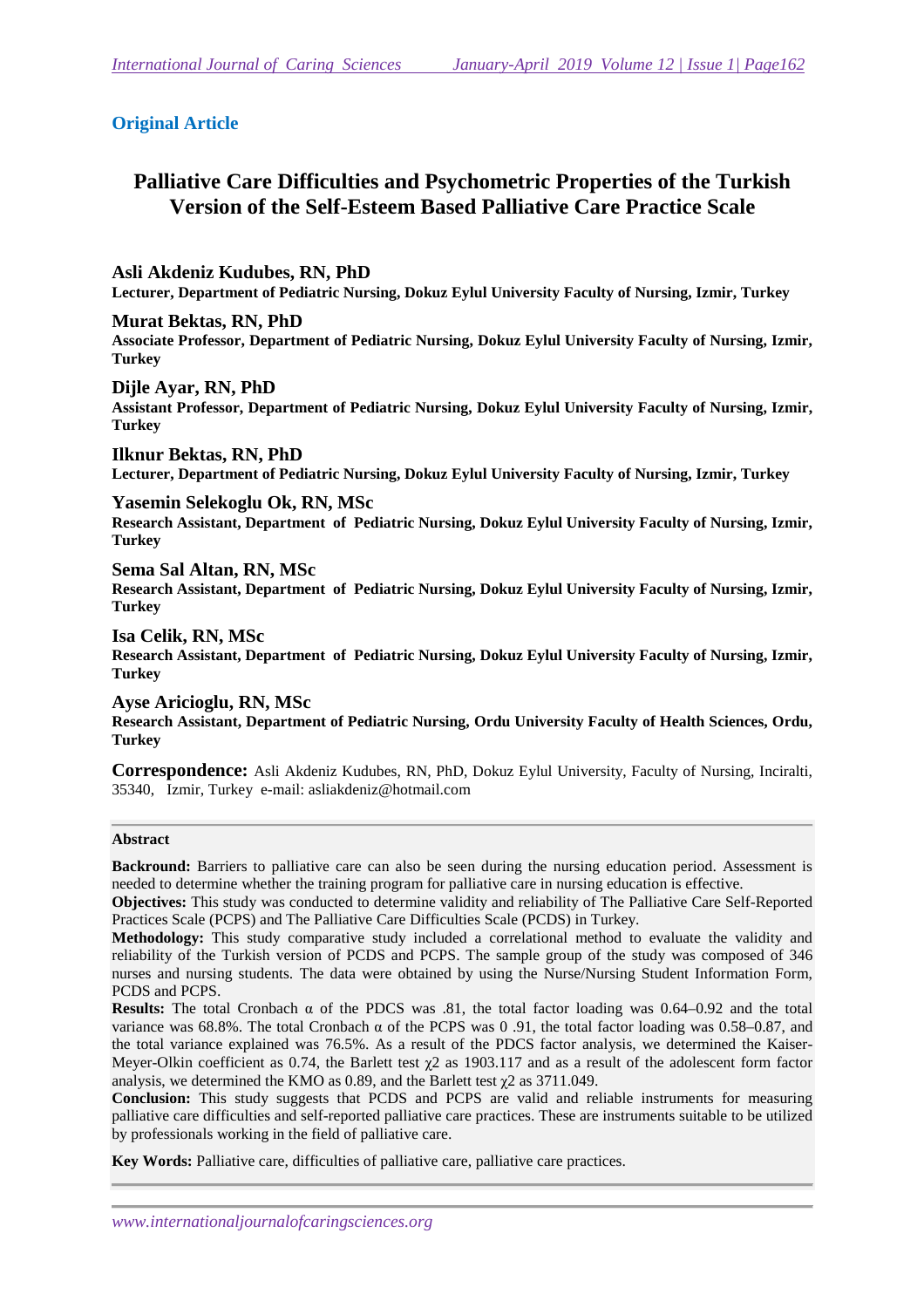**Original Article**

# Palliative Care Difficulties and Psychometric Properties of the Turkish Version of the Self-Esteem Based Palliative Care Practice Scale

**Asli Akdeniz Kudubes, RN, PhD**
**Lecturer, Department of Pediatric Nursing, Dokuz Eylul University Faculty of Nursing, Izmir, Turkey**

**Murat Bektas, RN, PhD**
**Associate Professor, Department of Pediatric Nursing, Dokuz Eylul University Faculty of Nursing, Izmir, Turkey**

**Dijle Ayar, RN, PhD**
**Assistant Professor, Department of Pediatric Nursing, Dokuz Eylul University Faculty of Nursing, Izmir, Turkey**

**Ilknur Bektas, RN, PhD**
**Lecturer, Department of Pediatric Nursing, Dokuz Eylul University Faculty of Nursing, Izmir, Turkey**

**Yasemin Selekoglu Ok, RN, MSc**
**Research Assistant, Department of Pediatric Nursing, Dokuz Eylul University Faculty of Nursing, Izmir, Turkey**

**Sema Sal Altan, RN, MSc**
**Research Assistant, Department of Pediatric Nursing, Dokuz Eylul University Faculty of Nursing, Izmir, Turkey**

**Isa Celik, RN, MSc**
**Research Assistant, Department of Pediatric Nursing, Dokuz Eylul University Faculty of Nursing, Izmir, Turkey**

**Ayse Aricioglu, RN, MSc**
**Research Assistant, Department of Pediatric Nursing, Ordu University Faculty of Health Sciences, Ordu, Turkey**

**Correspondence:** Asli Akdeniz Kudubes, RN, PhD, Dokuz Eylul University, Faculty of Nursing, Inciralti, 35340, Izmir, Turkey e-mail: asliakdeniz@hotmail.com

**Abstract**

**Backround:** Barriers to palliative care can also be seen during the nursing education period. Assessment is needed to determine whether the training program for palliative care in nursing education is effective.

**Objectives:** This study was conducted to determine validity and reliability of The Palliative Care Self-Reported Practices Scale (PCPS) and The Palliative Care Difficulties Scale (PCDS) in Turkey.

**Methodology:** This study comparative study included a correlational method to evaluate the validity and reliability of the Turkish version of PCDS and PCPS. The sample group of the study was composed of 346 nurses and nursing students. The data were obtained by using the Nurse/Nursing Student Information Form, PCDS and PCPS.

**Results:** The total Cronbach α of the PDCS was .81, the total factor loading was 0.64–0.92 and the total variance was 68.8%. The total Cronbach α of the PCPS was 0 .91, the total factor loading was 0.58–0.87, and the total variance explained was 76.5%. As a result of the PDCS factor analysis, we determined the Kaiser-Meyer-Olkin coefficient as 0.74, the Barlett test $\chi2$ as 1903.117 and as a result of the adolescent form factor analysis, we determined the KMO as 0.89, and the Barlett test $\chi2$ as 3711.049.

**Conclusion:** This study suggests that PCDS and PCPS are valid and reliable instruments for measuring palliative care difficulties and self-reported palliative care practices. These are instruments suitable to be utilized by professionals working in the field of palliative care.

**Key Words:** Palliative care, difficulties of palliative care, palliative care practices.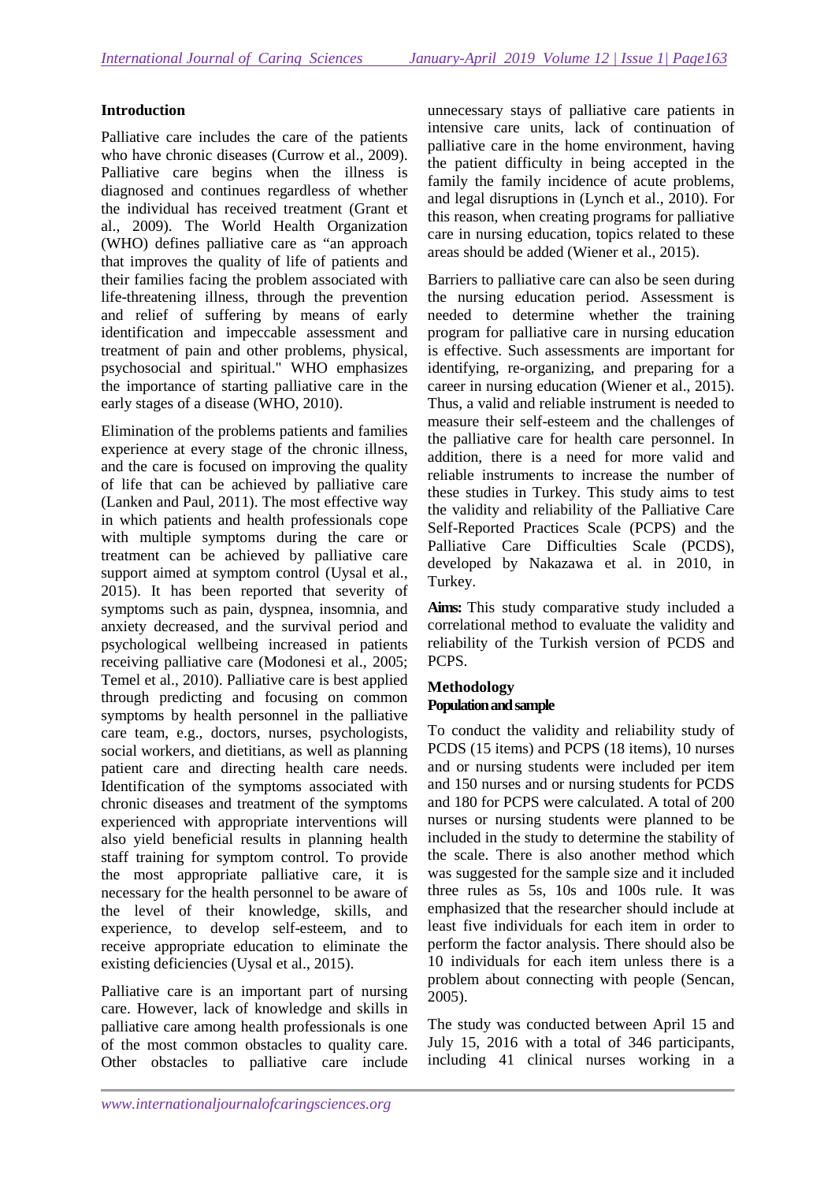## Introduction

Palliative care includes the care of the patients who have chronic diseases (Currow et al., 2009). Palliative care begins when the illness is diagnosed and continues regardless of whether the individual has received treatment (Grant et al., 2009). The World Health Organization (WHO) defines palliative care as "an approach that improves the quality of life of patients and their families facing the problem associated with life-threatening illness, through the prevention and relief of suffering by means of early identification and impeccable assessment and treatment of pain and other problems, physical, psychosocial and spiritual." WHO emphasizes the importance of starting palliative care in the early stages of a disease (WHO, 2010).

Elimination of the problems patients and families experience at every stage of the chronic illness, and the care is focused on improving the quality of life that can be achieved by palliative care (Lanken and Paul, 2011). The most effective way in which patients and health professionals cope with multiple symptoms during the care or treatment can be achieved by palliative care support aimed at symptom control (Uysal et al., 2015). It has been reported that severity of symptoms such as pain, dyspnea, insomnia, and anxiety decreased, and the survival period and psychological wellbeing increased in patients receiving palliative care (Modonesi et al., 2005; Temel et al., 2010). Palliative care is best applied through predicting and focusing on common symptoms by health personnel in the palliative care team, e.g., doctors, nurses, psychologists, social workers, and dietitians, as well as planning patient care and directing health care needs. Identification of the symptoms associated with chronic diseases and treatment of the symptoms experienced with appropriate interventions will also yield beneficial results in planning health staff training for symptom control. To provide the most appropriate palliative care, it is necessary for the health personnel to be aware of the level of their knowledge, skills, and experience, to develop self-esteem, and to receive appropriate education to eliminate the existing deficiencies (Uysal et al., 2015).

Palliative care is an important part of nursing care. However, lack of knowledge and skills in palliative care among health professionals is one of the most common obstacles to quality care. Other obstacles to palliative care include unnecessary stays of palliative care patients in intensive care units, lack of continuation of palliative care in the home environment, having the patient difficulty in being accepted in the family the family incidence of acute problems, and legal disruptions in (Lynch et al., 2010). For this reason, when creating programs for palliative care in nursing education, topics related to these areas should be added (Wiener et al., 2015).

Barriers to palliative care can also be seen during the nursing education period. Assessment is needed to determine whether the training program for palliative care in nursing education is effective. Such assessments are important for identifying, re-organizing, and preparing for a career in nursing education (Wiener et al., 2015). Thus, a valid and reliable instrument is needed to measure their self-esteem and the challenges of the palliative care for health care personnel. In addition, there is a need for more valid and reliable instruments to increase the number of these studies in Turkey. This study aims to test the validity and reliability of the Palliative Care Self-Reported Practices Scale (PCPS) and the Palliative Care Difficulties Scale (PCDS), developed by Nakazawa et al. in 2010, in Turkey.

**Aims:** This study comparative study included a correlational method to evaluate the validity and reliability of the Turkish version of PCDS and PCPS.

## Methodology

### Population and sample

To conduct the validity and reliability study of PCDS (15 items) and PCPS (18 items), 10 nurses and or nursing students were included per item and 150 nurses and or nursing students for PCDS and 180 for PCPS were calculated. A total of 200 nurses or nursing students were planned to be included in the study to determine the stability of the scale. There is also another method which was suggested for the sample size and it included three rules as 5s, 10s and 100s rule. It was emphasized that the researcher should include at least five individuals for each item in order to perform the factor analysis. There should also be 10 individuals for each item unless there is a problem about connecting with people (Sencan, 2005).

The study was conducted between April 15 and July 15, 2016 with a total of 346 participants, including 41 clinical nurses working in a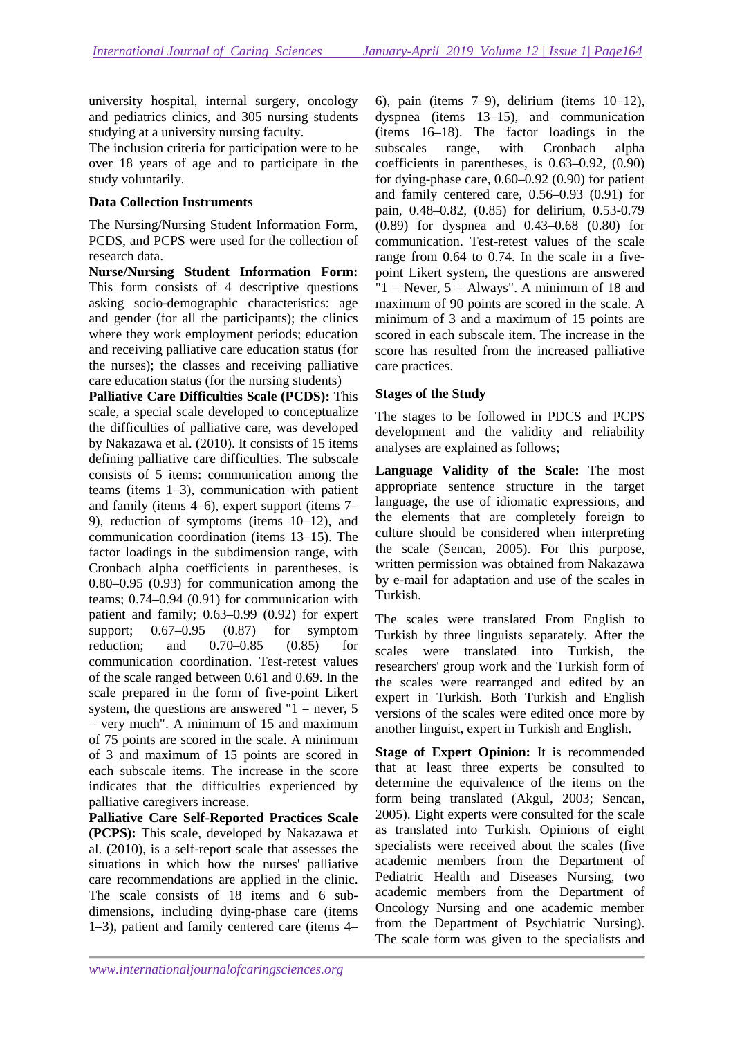university hospital, internal surgery, oncology and pediatrics clinics, and 305 nursing students studying at a university nursing faculty.

The inclusion criteria for participation were to be over 18 years of age and to participate in the study voluntarily.

**Data Collection Instruments**

The Nursing/Nursing Student Information Form, PCDS, and PCPS were used for the collection of research data.

**Nurse/Nursing Student Information Form:** This form consists of 4 descriptive questions asking socio-demographic characteristics: age and gender (for all the participants); the clinics where they work employment periods; education and receiving palliative care education status (for the nurses); the classes and receiving palliative care education status (for the nursing students)

**Palliative Care Difficulties Scale (PCDS):** This scale, a special scale developed to conceptualize the difficulties of palliative care, was developed by Nakazawa et al. (2010). It consists of 15 items defining palliative care difficulties. The subscale consists of 5 items: communication among the teams (items 1–3), communication with patient and family (items 4–6), expert support (items 7–9), reduction of symptoms (items 10–12), and communication coordination (items 13–15). The factor loadings in the subdimension range, with Cronbach alpha coefficients in parentheses, is 0.80–0.95 (0.93) for communication among the teams; 0.74–0.94 (0.91) for communication with patient and family; 0.63–0.99 (0.92) for expert support; 0.67–0.95 (0.87) for symptom reduction; and 0.70–0.85 (0.85) for communication coordination. Test-retest values of the scale ranged between 0.61 and 0.69. In the scale prepared in the form of five-point Likert system, the questions are answered "1 = never, 5 = very much". A minimum of 15 and maximum of 75 points are scored in the scale. A minimum of 3 and maximum of 15 points are scored in each subscale items. The increase in the score indicates that the difficulties experienced by palliative caregivers increase.

**Palliative Care Self-Reported Practices Scale (PCPS):** This scale, developed by Nakazawa et al. (2010), is a self-report scale that assesses the situations in which how the nurses' palliative care recommendations are applied in the clinic. The scale consists of 18 items and 6 sub-dimensions, including dying-phase care (items 1–3), patient and family centered care (items 4–6), pain (items 7–9), delirium (items 10–12), dyspnea (items 13–15), and communication (items 16–18). The factor loadings in the subscales range, with Cronbach alpha coefficients in parentheses, is 0.63–0.92, (0.90) for dying-phase care, 0.60–0.92 (0.90) for patient and family centered care, 0.56–0.93 (0.91) for pain, 0.48–0.82, (0.85) for delirium, 0.53-0.79 (0.89) for dyspnea and 0.43–0.68 (0.80) for communication. Test-retest values of the scale range from 0.64 to 0.74. In the scale in a five-point Likert system, the questions are answered "1 = Never, 5 = Always". A minimum of 18 and maximum of 90 points are scored in the scale. A minimum of 3 and a maximum of 15 points are scored in each subscale item. The increase in the score has resulted from the increased palliative care practices.

**Stages of the Study**

The stages to be followed in PDCS and PCPS development and the validity and reliability analyses are explained as follows;

**Language Validity of the Scale:** The most appropriate sentence structure in the target language, the use of idiomatic expressions, and the elements that are completely foreign to culture should be considered when interpreting the scale (Sencan, 2005). For this purpose, written permission was obtained from Nakazawa by e-mail for adaptation and use of the scales in Turkish.

The scales were translated From English to Turkish by three linguists separately. After the scales were translated into Turkish, the researchers' group work and the Turkish form of the scales were rearranged and edited by an expert in Turkish. Both Turkish and English versions of the scales were edited once more by another linguist, expert in Turkish and English.

**Stage of Expert Opinion:** It is recommended that at least three experts be consulted to determine the equivalence of the items on the form being translated (Akgul, 2003; Sencan, 2005). Eight experts were consulted for the scale as translated into Turkish. Opinions of eight specialists were received about the scales (five academic members from the Department of Pediatric Health and Diseases Nursing, two academic members from the Department of Oncology Nursing and one academic member from the Department of Psychiatric Nursing). The scale form was given to the specialists and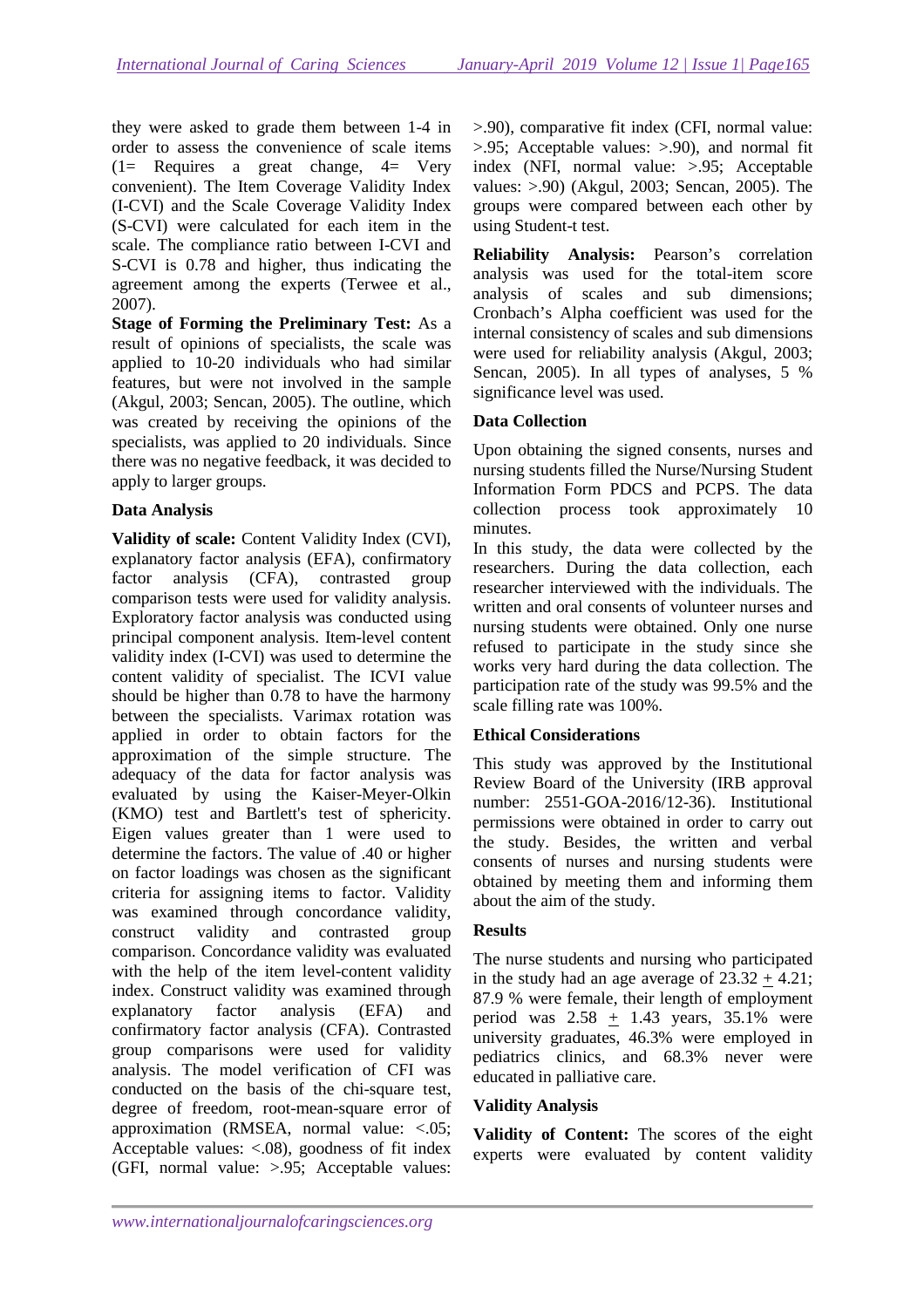they were asked to grade them between 1-4 in order to assess the convenience of scale items (1= Requires a great change, 4= Very convenient). The Item Coverage Validity Index (I-CVI) and the Scale Coverage Validity Index (S-CVI) were calculated for each item in the scale. The compliance ratio between I-CVI and S-CVI is 0.78 and higher, thus indicating the agreement among the experts (Terwee et al., 2007).

**Stage of Forming the Preliminary Test:** As a result of opinions of specialists, the scale was applied to 10-20 individuals who had similar features, but were not involved in the sample (Akgul, 2003; Sencan, 2005). The outline, which was created by receiving the opinions of the specialists, was applied to 20 individuals. Since there was no negative feedback, it was decided to apply to larger groups.

### Data Analysis

**Validity of scale:** Content Validity Index (CVI), explanatory factor analysis (EFA), confirmatory factor analysis (CFA), contrasted group comparison tests were used for validity analysis. Exploratory factor analysis was conducted using principal component analysis. Item-level content validity index (I-CVI) was used to determine the content validity of specialist. The ICVI value should be higher than 0.78 to have the harmony between the specialists. Varimax rotation was applied in order to obtain factors for the approximation of the simple structure. The adequacy of the data for factor analysis was evaluated by using the Kaiser-Meyer-Olkin (KMO) test and Bartlett's test of sphericity. Eigen values greater than 1 were used to determine the factors. The value of .40 or higher on factor loadings was chosen as the significant criteria for assigning items to factor. Validity was examined through concordance validity, construct validity and contrasted group comparison. Concordance validity was evaluated with the help of the item level-content validity index. Construct validity was examined through explanatory factor analysis (EFA) and confirmatory factor analysis (CFA). Contrasted group comparisons were used for validity analysis. The model verification of CFI was conducted on the basis of the chi-square test, degree of freedom, root-mean-square error of approximation (RMSEA, normal value: <.05; Acceptable values: <.08), goodness of fit index (GFI, normal value: >.95; Acceptable values: >.90), comparative fit index (CFI, normal value: >.95; Acceptable values: >.90), and normal fit index (NFI, normal value: >.95; Acceptable values: >.90) (Akgul, 2003; Sencan, 2005). The groups were compared between each other by using Student-t test.

**Reliability Analysis:** Pearson's correlation analysis was used for the total-item score analysis of scales and sub dimensions; Cronbach's Alpha coefficient was used for the internal consistency of scales and sub dimensions were used for reliability analysis (Akgul, 2003; Sencan, 2005). In all types of analyses, 5 % significance level was used.

### Data Collection

Upon obtaining the signed consents, nurses and nursing students filled the Nurse/Nursing Student Information Form PDCS and PCPS. The data collection process took approximately 10 minutes.

In this study, the data were collected by the researchers. During the data collection, each researcher interviewed with the individuals. The written and oral consents of volunteer nurses and nursing students were obtained. Only one nurse refused to participate in the study since she works very hard during the data collection. The participation rate of the study was 99.5% and the scale filling rate was 100%.

### Ethical Considerations

This study was approved by the Institutional Review Board of the University (IRB approval number: 2551-GOA-2016/12-36). Institutional permissions were obtained in order to carry out the study. Besides, the written and verbal consents of nurses and nursing students were obtained by meeting them and informing them about the aim of the study.

### Results

The nurse students and nursing who participated in the study had an age average of 23.32 ± 4.21; 87.9 % were female, their length of employment period was 2.58 ± 1.43 years, 35.1% were university graduates, 46.3% were employed in pediatrics clinics, and 68.3% never were educated in palliative care.

### Validity Analysis

**Validity of Content:** The scores of the eight experts were evaluated by content validity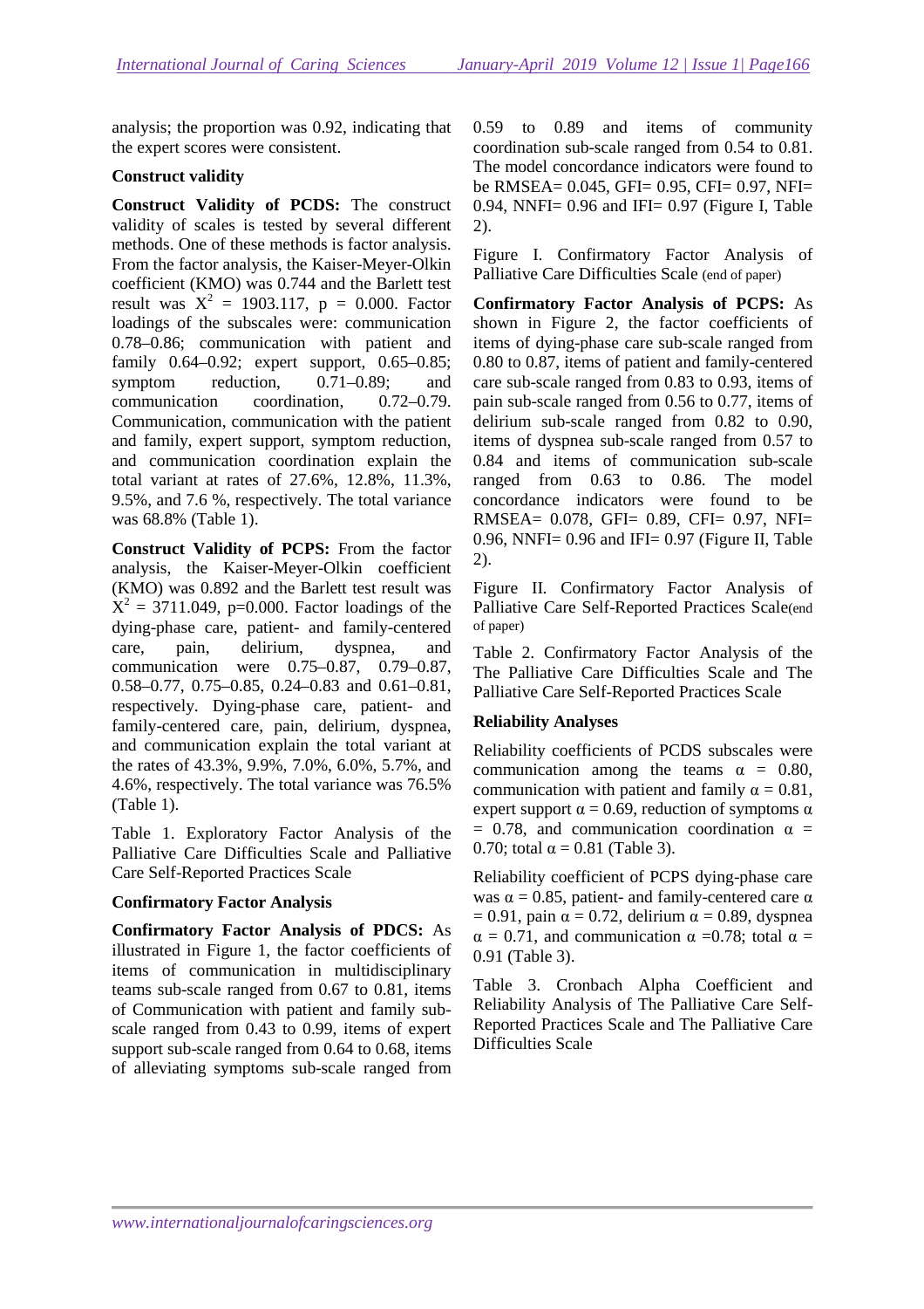analysis; the proportion was 0.92, indicating that the expert scores were consistent.

**Construct validity**

**Construct Validity of PCDS:** The construct validity of scales is tested by several different methods. One of these methods is factor analysis. From the factor analysis, the Kaiser-Meyer-Olkin coefficient (KMO) was 0.744 and the Barlett test result was $X^2$ = 1903.117, p = 0.000. Factor loadings of the subscales were: communication 0.78–0.86; communication with patient and family 0.64–0.92; expert support, 0.65–0.85; symptom reduction, 0.71–0.89; and communication coordination, 0.72–0.79. Communication, communication with the patient and family, expert support, symptom reduction, and communication coordination explain the total variant at rates of 27.6%, 12.8%, 11.3%, 9.5%, and 7.6 %, respectively. The total variance was 68.8% (Table 1).

**Construct Validity of PCPS:** From the factor analysis, the Kaiser-Meyer-Olkin coefficient (KMO) was 0.892 and the Barlett test result was $X^2$ = 3711.049, p=0.000. Factor loadings of the dying-phase care, patient- and family-centered care, pain, delirium, dyspnea, and communication were 0.75–0.87, 0.79–0.87, 0.58–0.77, 0.75–0.85, 0.24–0.83 and 0.61–0.81, respectively. Dying-phase care, patient- and family-centered care, pain, delirium, dyspnea, and communication explain the total variant at the rates of 43.3%, 9.9%, 7.0%, 6.0%, 5.7%, and 4.6%, respectively. The total variance was 76.5% (Table 1).

Table 1. Exploratory Factor Analysis of the Palliative Care Difficulties Scale and Palliative Care Self-Reported Practices Scale

**Confirmatory Factor Analysis**

**Confirmatory Factor Analysis of PDCS:** As illustrated in Figure 1, the factor coefficients of items of communication in multidisciplinary teams sub-scale ranged from 0.67 to 0.81, items of Communication with patient and family sub-scale ranged from 0.43 to 0.99, items of expert support sub-scale ranged from 0.64 to 0.68, items of alleviating symptoms sub-scale ranged from 0.59 to 0.89 and items of community coordination sub-scale ranged from 0.54 to 0.81. The model concordance indicators were found to be RMSEA= 0.045, GFI= 0.95, CFI= 0.97, NFI= 0.94, NNFI= 0.96 and IFI= 0.97 (Figure I, Table 2).

Figure I. Confirmatory Factor Analysis of Palliative Care Difficulties Scale (end of paper)

**Confirmatory Factor Analysis of PCPS:** As shown in Figure 2, the factor coefficients of items of dying-phase care sub-scale ranged from 0.80 to 0.87, items of patient and family-centered care sub-scale ranged from 0.83 to 0.93, items of pain sub-scale ranged from 0.56 to 0.77, items of delirium sub-scale ranged from 0.82 to 0.90, items of dyspnea sub-scale ranged from 0.57 to 0.84 and items of communication sub-scale ranged from 0.63 to 0.86. The model concordance indicators were found to be RMSEA= 0.078, GFI= 0.89, CFI= 0.97, NFI= 0.96, NNFI= 0.96 and IFI= 0.97 (Figure II, Table 2).

Figure II. Confirmatory Factor Analysis of Palliative Care Self-Reported Practices Scale(end of paper)

Table 2. Confirmatory Factor Analysis of the The Palliative Care Difficulties Scale and The Palliative Care Self-Reported Practices Scale

**Reliability Analyses**

Reliability coefficients of PCDS subscales were communication among the teams $\alpha$ = 0.80, communication with patient and family $\alpha$ = 0.81, expert support $\alpha$ = 0.69, reduction of symptoms $\alpha$ = 0.78, and communication coordination $\alpha$ = 0.70; total $\alpha$ = 0.81 (Table 3).

Reliability coefficient of PCPS dying-phase care was $\alpha$ = 0.85, patient- and family-centered care $\alpha$ = 0.91, pain $\alpha$ = 0.72, delirium $\alpha$ = 0.89, dyspnea $\alpha$ = 0.71, and communication $\alpha$ =0.78; total $\alpha$ = 0.91 (Table 3).

Table 3. Cronbach Alpha Coefficient and Reliability Analysis of The Palliative Care Self-Reported Practices Scale and The Palliative Care Difficulties Scale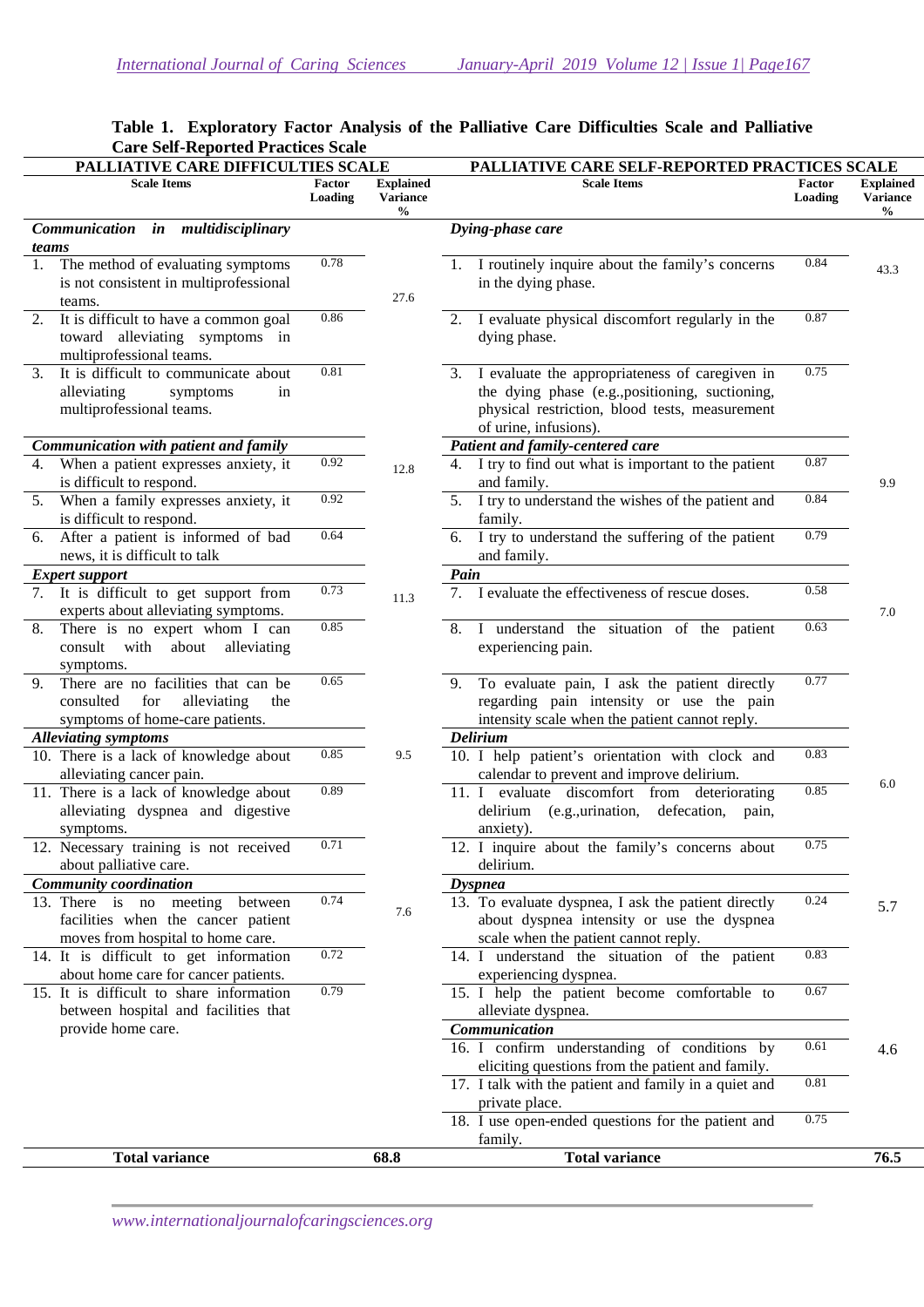**Table 1. Exploratory Factor Analysis of the Palliative Care Difficulties Scale and Palliative Care Self-Reported Practices Scale**

| PALLIATIVE CARE DIFFICULTIES SCALE | | | PALLIATIVE CARE SELF-REPORTED PRACTICES SCALE | | |
|---|---|---|---|---|---|
| **Scale Items** | **Factor Loading** | **Explained Variance %** | **Scale Items** | **Factor Loading** | **Explained Variance %** |
| ***Communication in multidisciplinary teams*** | | | ***Dying-phase care*** | | |
| 1. The method of evaluating symptoms is not consistent in multiprofessional teams. | 0.78 | 27.6 | 1. I routinely inquire about the family's concerns in the dying phase. | 0.84 | 43.3 |
| 2. It is difficult to have a common goal toward alleviating symptoms in multiprofessional teams. | 0.86 | | 2. I evaluate physical discomfort regularly in the dying phase. | 0.87 | |
| 3. It is difficult to communicate about alleviating symptoms in multiprofessional teams. | 0.81 | | 3. I evaluate the appropriateness of caregiven in the dying phase (e.g.,positioning, suctioning, physical restriction, blood tests, measurement of urine, infusions). | 0.75 | |
| ***Communication with patient and family*** | | | ***Patient and family-centered care*** | | |
| 4. When a patient expresses anxiety, it is difficult to respond. | 0.92 | 12.8 | 4. I try to find out what is important to the patient and family. | 0.87 | 9.9 |
| 5. When a family expresses anxiety, it is difficult to respond. | 0.92 | | 5. I try to understand the wishes of the patient and family. | 0.84 | |
| 6. After a patient is informed of bad news, it is difficult to talk | 0.64 | | 6. I try to understand the suffering of the patient and family. | 0.79 | |
| ***Expert support*** | | | ***Pain*** | | |
| 7. It is difficult to get support from experts about alleviating symptoms. | 0.73 | 11.3 | 7. I evaluate the effectiveness of rescue doses. | 0.58 | 7.0 |
| 8. There is no expert whom I can consult with about alleviating symptoms. | 0.85 | | 8. I understand the situation of the patient experiencing pain. | 0.63 | |
| 9. There are no facilities that can be consulted for alleviating the symptoms of home-care patients. | 0.65 | | 9. To evaluate pain, I ask the patient directly regarding pain intensity or use the pain intensity scale when the patient cannot reply. | 0.77 | |
| ***Alleviating symptoms*** | | | ***Delirium*** | | |
| 10. There is a lack of knowledge about alleviating cancer pain. | 0.85 | 9.5 | 10. I help patient's orientation with clock and calendar to prevent and improve delirium. | 0.83 | 6.0 |
| 11. There is a lack of knowledge about alleviating dyspnea and digestive symptoms. | 0.89 | | 11. I evaluate discomfort from deteriorating delirium (e.g.,urination, defecation, pain, anxiety). | 0.85 | |
| 12. Necessary training is not received about palliative care. | 0.71 | | 12. I inquire about the family's concerns about delirium. | 0.75 | |
| ***Community coordination*** | | | ***Dyspnea*** | | |
| 13. There is no meeting between facilities when the cancer patient moves from hospital to home care. | 0.74 | 7.6 | 13. To evaluate dyspnea, I ask the patient directly about dyspnea intensity or use the dyspnea scale when the patient cannot reply. | 0.24 | 5.7 |
| 14. It is difficult to get information about home care for cancer patients. | 0.72 | | 14. I understand the situation of the patient experiencing dyspnea. | 0.83 | |
| 15. It is difficult to share information between hospital and facilities that provide home care. | 0.79 | | 15. I help the patient become comfortable to alleviate dyspnea. | 0.67 | |
| | | | ***Communication*** | | |
| | | | 16. I confirm understanding of conditions by eliciting questions from the patient and family. | 0.61 | 4.6 |
| | | | 17. I talk with the patient and family in a quiet and private place. | 0.81 | |
| | | | 18. I use open-ended questions for the patient and family. | 0.75 | |
| **Total variance** | | **68.8** | **Total variance** | | **76.5** |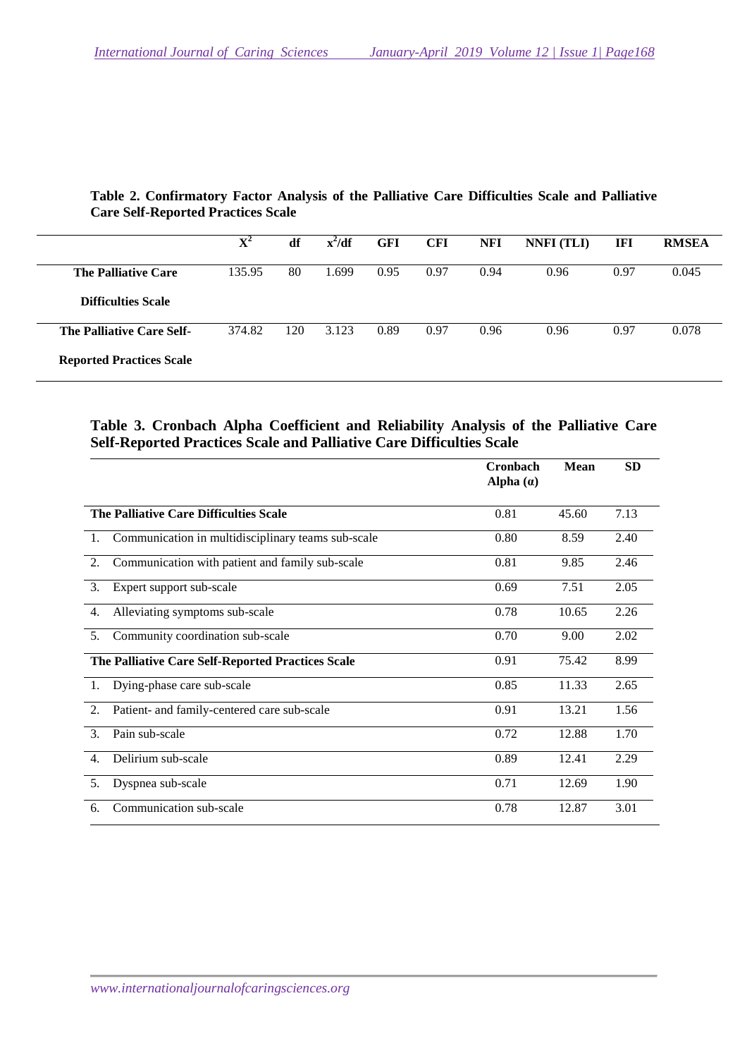**Table 2. Confirmatory Factor Analysis of the Palliative Care Difficulties Scale and Palliative Care Self-Reported Practices Scale**

| | $X^2$ | df | $x^2$/df | GFI | CFI | NFI | NNFI (TLI) | IFI | RMSEA |
|---|---|---|---|---|---|---|---|---|---|
| **The Palliative Care Difficulties Scale** | 135.95 | 80 | 1.699 | 0.95 | 0.97 | 0.94 | 0.96 | 0.97 | 0.045 |
| **The Palliative Care Self-Reported Practices Scale** | 374.82 | 120 | 3.123 | 0.89 | 0.97 | 0.96 | 0.96 | 0.97 | 0.078 |

**Table 3. Cronbach Alpha Coefficient and Reliability Analysis of the Palliative Care Self-Reported Practices Scale and Palliative Care Difficulties Scale**

| | Cronbach Alpha (α) | Mean | SD |
|---|---|---|---|
| **The Palliative Care Difficulties Scale** | 0.81 | 45.60 | 7.13 |
| 1. Communication in multidisciplinary teams sub-scale | 0.80 | 8.59 | 2.40 |
| 2. Communication with patient and family sub-scale | 0.81 | 9.85 | 2.46 |
| 3. Expert support sub-scale | 0.69 | 7.51 | 2.05 |
| 4. Alleviating symptoms sub-scale | 0.78 | 10.65 | 2.26 |
| 5. Community coordination sub-scale | 0.70 | 9.00 | 2.02 |
| **The Palliative Care Self-Reported Practices Scale** | 0.91 | 75.42 | 8.99 |
| 1. Dying-phase care sub-scale | 0.85 | 11.33 | 2.65 |
| 2. Patient- and family-centered care sub-scale | 0.91 | 13.21 | 1.56 |
| 3. Pain sub-scale | 0.72 | 12.88 | 1.70 |
| 4. Delirium sub-scale | 0.89 | 12.41 | 2.29 |
| 5. Dyspnea sub-scale | 0.71 | 12.69 | 1.90 |
| 6. Communication sub-scale | 0.78 | 12.87 | 3.01 |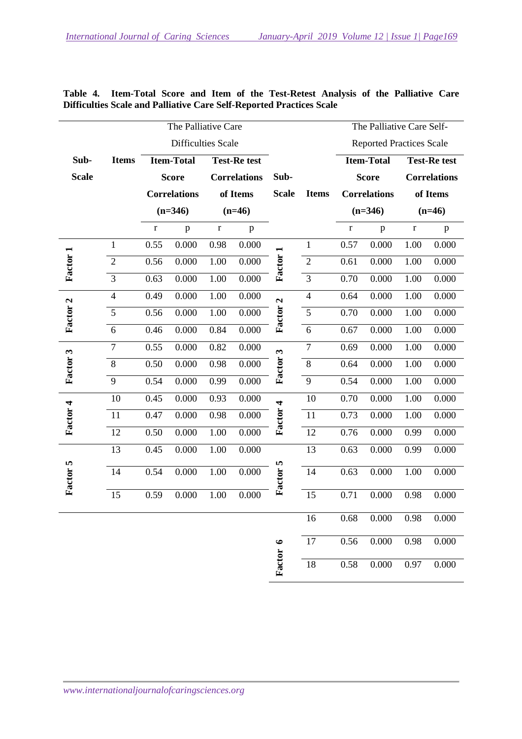**Table 4. Item-Total Score and Item of the Test-Retest Analysis of the Palliative Care Difficulties Scale and Palliative Care Self-Reported Practices Scale**

| The Palliative Care Difficulties Scale | | | | | | The Palliative Care Self-Reported Practices Scale | | | | | |
|---|---|---|---|---|---|---|---|---|---|---|---|
| Sub-Scale | Items | Item-Total Score Correlations (n=346) | | Test-Re test Correlations of Items (n=46) | | Sub-Scale | Items | Item-Total Score Correlations (n=346) | | Test-Re test Correlations of Items (n=46) | |
| | | r | p | r | p | | | r | p | r | p |
| Factor 1 | 1 | 0.55 | 0.000 | 0.98 | 0.000 | Factor 1 | 1 | 0.57 | 0.000 | 1.00 | 0.000 |
| | 2 | 0.56 | 0.000 | 1.00 | 0.000 | | 2 | 0.61 | 0.000 | 1.00 | 0.000 |
| | 3 | 0.63 | 0.000 | 1.00 | 0.000 | | 3 | 0.70 | 0.000 | 1.00 | 0.000 |
| Factor 2 | 4 | 0.49 | 0.000 | 1.00 | 0.000 | Factor 2 | 4 | 0.64 | 0.000 | 1.00 | 0.000 |
| | 5 | 0.56 | 0.000 | 1.00 | 0.000 | | 5 | 0.70 | 0.000 | 1.00 | 0.000 |
| | 6 | 0.46 | 0.000 | 0.84 | 0.000 | | 6 | 0.67 | 0.000 | 1.00 | 0.000 |
| Factor 3 | 7 | 0.55 | 0.000 | 0.82 | 0.000 | Factor 3 | 7 | 0.69 | 0.000 | 1.00 | 0.000 |
| | 8 | 0.50 | 0.000 | 0.98 | 0.000 | | 8 | 0.64 | 0.000 | 1.00 | 0.000 |
| | 9 | 0.54 | 0.000 | 0.99 | 0.000 | | 9 | 0.54 | 0.000 | 1.00 | 0.000 |
| Factor 4 | 10 | 0.45 | 0.000 | 0.93 | 0.000 | Factor 4 | 10 | 0.70 | 0.000 | 1.00 | 0.000 |
| | 11 | 0.47 | 0.000 | 0.98 | 0.000 | | 11 | 0.73 | 0.000 | 1.00 | 0.000 |
| | 12 | 0.50 | 0.000 | 1.00 | 0.000 | | 12 | 0.76 | 0.000 | 0.99 | 0.000 |
| Factor 5 | 13 | 0.45 | 0.000 | 1.00 | 0.000 | Factor 5 | 13 | 0.63 | 0.000 | 0.99 | 0.000 |
| | 14 | 0.54 | 0.000 | 1.00 | 0.000 | | 14 | 0.63 | 0.000 | 1.00 | 0.000 |
| | 15 | 0.59 | 0.000 | 1.00 | 0.000 | | 15 | 0.71 | 0.000 | 0.98 | 0.000 |
| | | | | | | Factor 6 | 16 | 0.68 | 0.000 | 0.98 | 0.000 |
| | | | | | | | 17 | 0.56 | 0.000 | 0.98 | 0.000 |
| | | | | | | | 18 | 0.58 | 0.000 | 0.97 | 0.000 |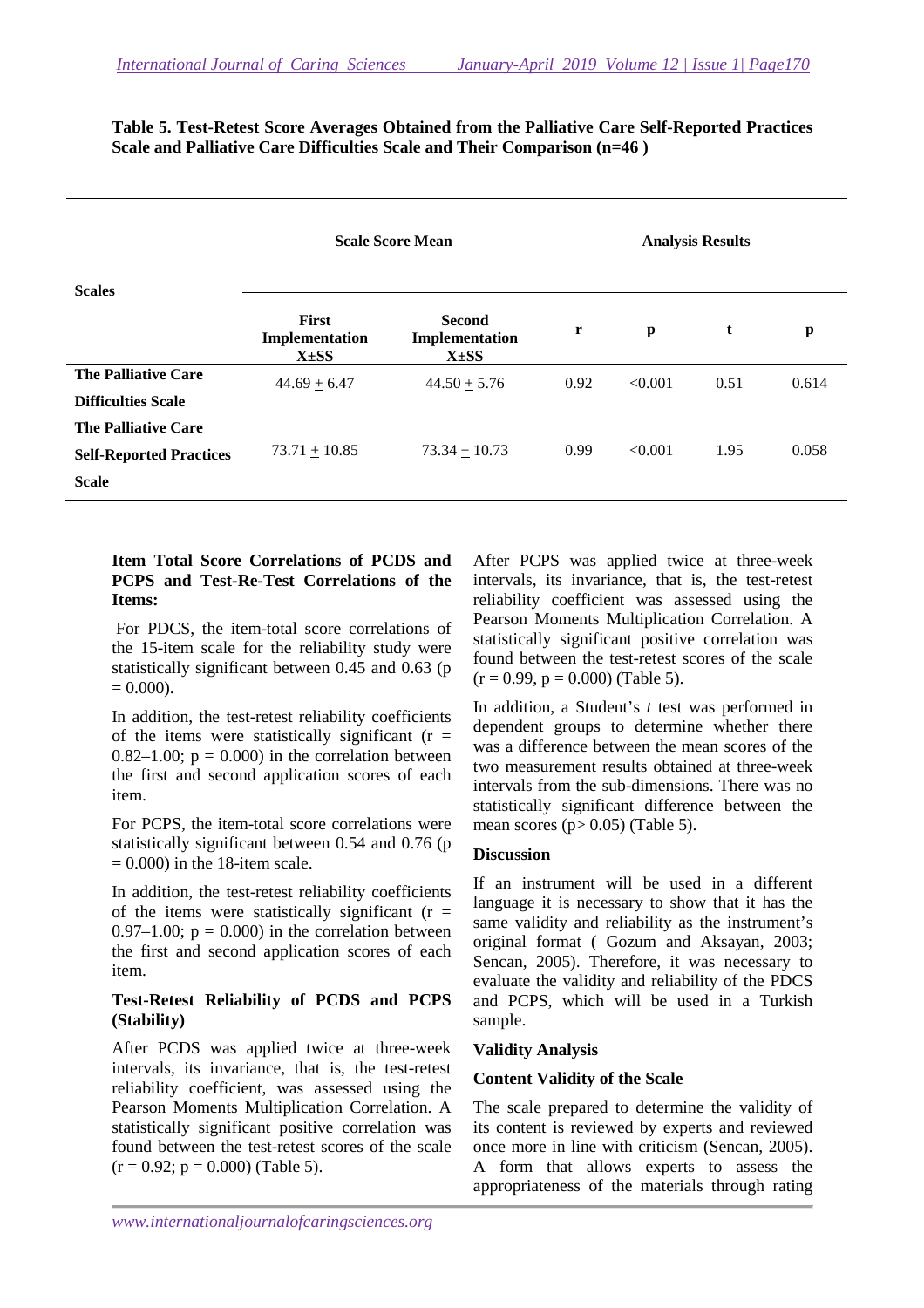**Table 5. Test-Retest Score Averages Obtained from the Palliative Care Self-Reported Practices Scale and Palliative Care Difficulties Scale and Their Comparison (n=46 )**

| Scales | Scale Score Mean | | Analysis Results | | | |
|---|---|---|---|---|---|---|
| | First Implementation X±SS | Second Implementation X±SS | r | p | t | p |
| **The Palliative Care Difficulties Scale** | 44.69 ± 6.47 | 44.50 ± 5.76 | 0.92 | <0.001 | 0.51 | 0.614 |
| **The Palliative Care Self-Reported Practices Scale** | 73.71 ± 10.85 | 73.34 ± 10.73 | 0.99 | <0.001 | 1.95 | 0.058 |

**Item Total Score Correlations of PCDS and PCPS and Test-Re-Test Correlations of the Items:**

For PDCS, the item-total score correlations of the 15-item scale for the reliability study were statistically significant between 0.45 and 0.63 ($p = 0.000$).

In addition, the test-retest reliability coefficients of the items were statistically significant ($r = 0.82–1.00$; $p = 0.000$) in the correlation between the first and second application scores of each item.

For PCPS, the item-total score correlations were statistically significant between 0.54 and 0.76 ($p = 0.000$) in the 18-item scale.

In addition, the test-retest reliability coefficients of the items were statistically significant ($r = 0.97–1.00$; $p = 0.000$) in the correlation between the first and second application scores of each item.

**Test-Retest Reliability of PCDS and PCPS (Stability)**

After PCDS was applied twice at three-week intervals, its invariance, that is, the test-retest reliability coefficient, was assessed using the Pearson Moments Multiplication Correlation. A statistically significant positive correlation was found between the test-retest scores of the scale ($r = 0.92$; $p = 0.000$) (Table 5).

After PCPS was applied twice at three-week intervals, its invariance, that is, the test-retest reliability coefficient was assessed using the Pearson Moments Multiplication Correlation. A statistically significant positive correlation was found between the test-retest scores of the scale ($r = 0.99$, $p = 0.000$) (Table 5).

In addition, a Student's *t* test was performed in dependent groups to determine whether there was a difference between the mean scores of the two measurement results obtained at three-week intervals from the sub-dimensions. There was no statistically significant difference between the mean scores ($p > 0.05$) (Table 5).

**Discussion**

If an instrument will be used in a different language it is necessary to show that it has the same validity and reliability as the instrument's original format ( Gozum and Aksayan, 2003; Sencan, 2005). Therefore, it was necessary to evaluate the validity and reliability of the PDCS and PCPS, which will be used in a Turkish sample.

**Validity Analysis**

**Content Validity of the Scale**

The scale prepared to determine the validity of its content is reviewed by experts and reviewed once more in line with criticism (Sencan, 2005). A form that allows experts to assess the appropriateness of the materials through rating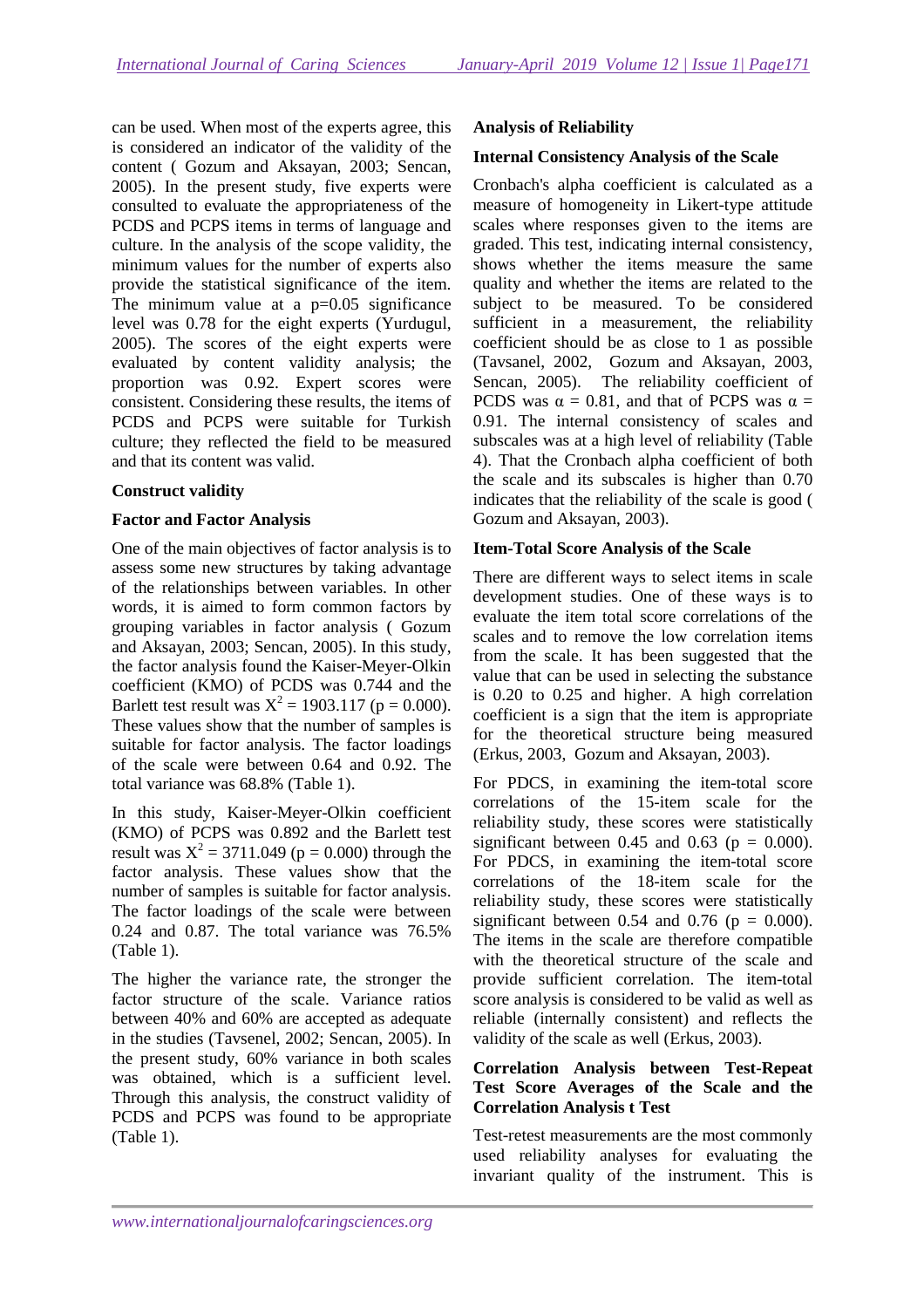can be used. When most of the experts agree, this is considered an indicator of the validity of the content ( Gozum and Aksayan, 2003; Sencan, 2005). In the present study, five experts were consulted to evaluate the appropriateness of the PCDS and PCPS items in terms of language and culture. In the analysis of the scope validity, the minimum values for the number of experts also provide the statistical significance of the item. The minimum value at a p=0.05 significance level was 0.78 for the eight experts (Yurdugul, 2005). The scores of the eight experts were evaluated by content validity analysis; the proportion was 0.92. Expert scores were consistent. Considering these results, the items of PCDS and PCPS were suitable for Turkish culture; they reflected the field to be measured and that its content was valid.

**Construct validity**

**Factor and Factor Analysis**

One of the main objectives of factor analysis is to assess some new structures by taking advantage of the relationships between variables. In other words, it is aimed to form common factors by grouping variables in factor analysis ( Gozum and Aksayan, 2003; Sencan, 2005). In this study, the factor analysis found the Kaiser-Meyer-Olkin coefficient (KMO) of PCDS was 0.744 and the Barlett test result was $X^2$ = 1903.117 (p = 0.000). These values show that the number of samples is suitable for factor analysis. The factor loadings of the scale were between 0.64 and 0.92. The total variance was 68.8% (Table 1).

In this study, Kaiser-Meyer-Olkin coefficient (KMO) of PCPS was 0.892 and the Barlett test result was $X^2$ = 3711.049 (p = 0.000) through the factor analysis. These values show that the number of samples is suitable for factor analysis. The factor loadings of the scale were between 0.24 and 0.87. The total variance was 76.5% (Table 1).

The higher the variance rate, the stronger the factor structure of the scale. Variance ratios between 40% and 60% are accepted as adequate in the studies (Tavsenel, 2002; Sencan, 2005). In the present study, 60% variance in both scales was obtained, which is a sufficient level. Through this analysis, the construct validity of PCDS and PCPS was found to be appropriate (Table 1).

**Analysis of Reliability**

**Internal Consistency Analysis of the Scale**

Cronbach's alpha coefficient is calculated as a measure of homogeneity in Likert-type attitude scales where responses given to the items are graded. This test, indicating internal consistency, shows whether the items measure the same quality and whether the items are related to the subject to be measured. To be considered sufficient in a measurement, the reliability coefficient should be as close to 1 as possible (Tavsanel, 2002, Gozum and Aksayan, 2003, Sencan, 2005). The reliability coefficient of PCDS was $\alpha$ = 0.81, and that of PCPS was $\alpha$ = 0.91. The internal consistency of scales and subscales was at a high level of reliability (Table 4). That the Cronbach alpha coefficient of both the scale and its subscales is higher than 0.70 indicates that the reliability of the scale is good ( Gozum and Aksayan, 2003).

**Item-Total Score Analysis of the Scale**

There are different ways to select items in scale development studies. One of these ways is to evaluate the item total score correlations of the scales and to remove the low correlation items from the scale. It has been suggested that the value that can be used in selecting the substance is 0.20 to 0.25 and higher. A high correlation coefficient is a sign that the item is appropriate for the theoretical structure being measured (Erkus, 2003, Gozum and Aksayan, 2003).

For PDCS, in examining the item-total score correlations of the 15-item scale for the reliability study, these scores were statistically significant between 0.45 and 0.63 (p = 0.000). For PDCS, in examining the item-total score correlations of the 18-item scale for the reliability study, these scores were statistically significant between 0.54 and 0.76 (p = 0.000). The items in the scale are therefore compatible with the theoretical structure of the scale and provide sufficient correlation. The item-total score analysis is considered to be valid as well as reliable (internally consistent) and reflects the validity of the scale as well (Erkus, 2003).

**Correlation Analysis between Test-Repeat Test Score Averages of the Scale and the Correlation Analysis t Test**

Test-retest measurements are the most commonly used reliability analyses for evaluating the invariant quality of the instrument. This is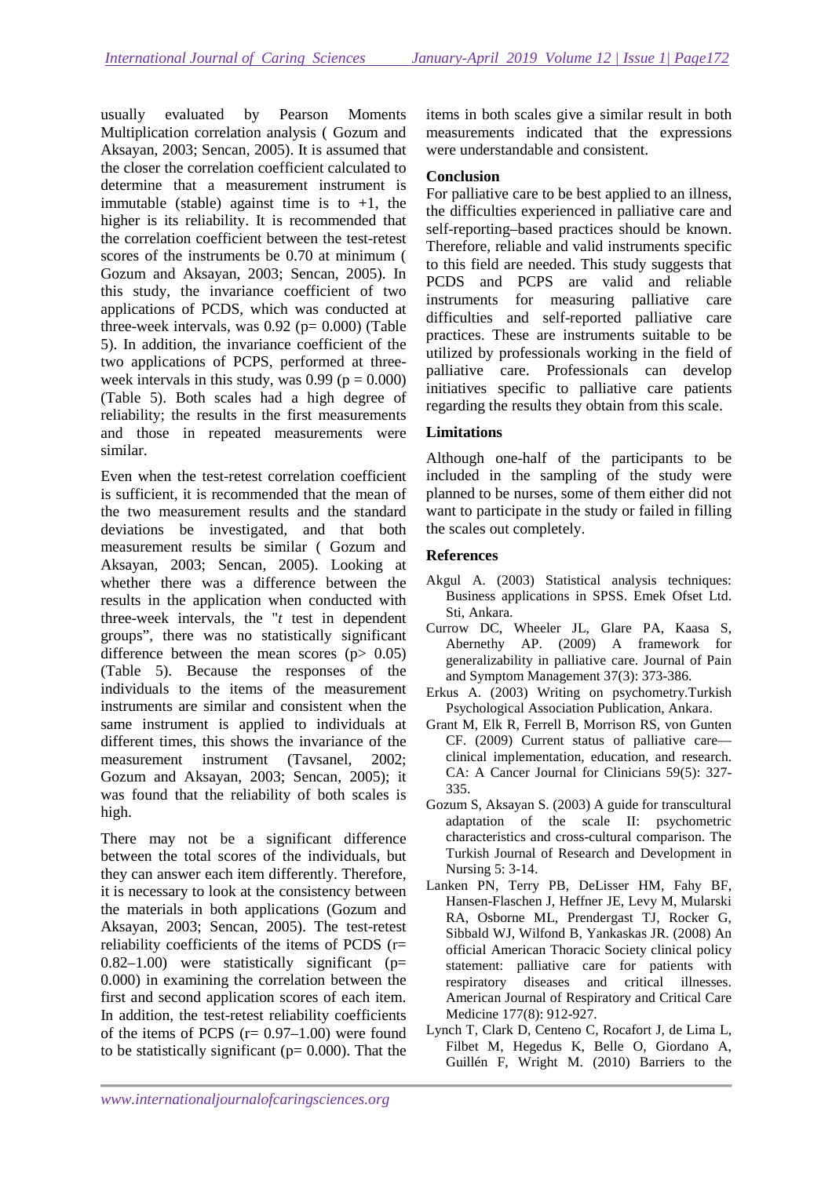usually evaluated by Pearson Moments Multiplication correlation analysis ( Gozum and Aksayan, 2003; Sencan, 2005). It is assumed that the closer the correlation coefficient calculated to determine that a measurement instrument is immutable (stable) against time is to +1, the higher is its reliability. It is recommended that the correlation coefficient between the test-retest scores of the instruments be 0.70 at minimum ( Gozum and Aksayan, 2003; Sencan, 2005). In this study, the invariance coefficient of two applications of PCDS, which was conducted at three-week intervals, was 0.92 ($p= 0.000$) (Table 5). In addition, the invariance coefficient of the two applications of PCPS, performed at three-week intervals in this study, was 0.99 ($p = 0.000$) (Table 5). Both scales had a high degree of reliability; the results in the first measurements and those in repeated measurements were similar.

Even when the test-retest correlation coefficient is sufficient, it is recommended that the mean of the two measurement results and the standard deviations be investigated, and that both measurement results be similar ( Gozum and Aksayan, 2003; Sencan, 2005). Looking at whether there was a difference between the results in the application when conducted with three-week intervals, the "*t* test in dependent groups", there was no statistically significant difference between the mean scores ($p> 0.05$) (Table 5). Because the responses of the individuals to the items of the measurement instruments are similar and consistent when the same instrument is applied to individuals at different times, this shows the invariance of the measurement instrument (Tavsanel, 2002; Gozum and Aksayan, 2003; Sencan, 2005); it was found that the reliability of both scales is high.

There may not be a significant difference between the total scores of the individuals, but they can answer each item differently. Therefore, it is necessary to look at the consistency between the materials in both applications (Gozum and Aksayan, 2003; Sencan, 2005). The test-retest reliability coefficients of the items of PCDS ($r= 0.82–1.00$) were statistically significant ($p= 0.000$) in examining the correlation between the first and second application scores of each item. In addition, the test-retest reliability coefficients of the items of PCPS ($r= 0.97–1.00$) were found to be statistically significant ($p= 0.000$). That the items in both scales give a similar result in both measurements indicated that the expressions were understandable and consistent.

### Conclusion

For palliative care to be best applied to an illness, the difficulties experienced in palliative care and self-reporting–based practices should be known. Therefore, reliable and valid instruments specific to this field are needed. This study suggests that PCDS and PCPS are valid and reliable instruments for measuring palliative care difficulties and self-reported palliative care practices. These are instruments suitable to be utilized by professionals working in the field of palliative care. Professionals can develop initiatives specific to palliative care patients regarding the results they obtain from this scale.

### Limitations

Although one-half of the participants to be included in the sampling of the study were planned to be nurses, some of them either did not want to participate in the study or failed in filling the scales out completely.

### References

Akgul A. (2003) Statistical analysis techniques: Business applications in SPSS. Emek Ofset Ltd. Sti, Ankara.

Currow DC, Wheeler JL, Glare PA, Kaasa S, Abernethy AP. (2009) A framework for generalizability in palliative care. Journal of Pain and Symptom Management 37(3): 373-386.

Erkus A. (2003) Writing on psychometry.Turkish Psychological Association Publication, Ankara.

Grant M, Elk R, Ferrell B, Morrison RS, von Gunten CF. (2009) Current status of palliative care—clinical implementation, education, and research. CA: A Cancer Journal for Clinicians 59(5): 327-335.

Gozum S, Aksayan S. (2003) A guide for transcultural adaptation of the scale II: psychometric characteristics and cross-cultural comparison. The Turkish Journal of Research and Development in Nursing 5: 3-14.

Lanken PN, Terry PB, DeLisser HM, Fahy BF, Hansen-Flaschen J, Heffner JE, Levy M, Mularski RA, Osborne ML, Prendergast TJ, Rocker G, Sibbald WJ, Wilfond B, Yankaskas JR. (2008) An official American Thoracic Society clinical policy statement: palliative care for patients with respiratory diseases and critical illnesses. American Journal of Respiratory and Critical Care Medicine 177(8): 912-927.

Lynch T, Clark D, Centeno C, Rocafort J, de Lima L, Filbet M, Hegedus K, Belle O, Giordano A, Guillén F, Wright M. (2010) Barriers to the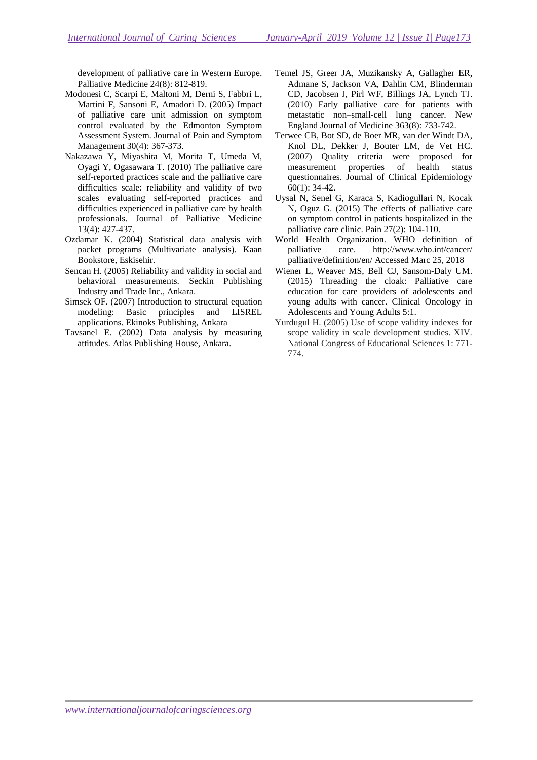development of palliative care in Western Europe. Palliative Medicine 24(8): 812-819.

Modonesi C, Scarpi E, Maltoni M, Derni S, Fabbri L, Martini F, Sansoni E, Amadori D. (2005) Impact of palliative care unit admission on symptom control evaluated by the Edmonton Symptom Assessment System. Journal of Pain and Symptom Management 30(4): 367-373.

Nakazawa Y, Miyashita M, Morita T, Umeda M, Oyagi Y, Ogasawara T. (2010) The palliative care self-reported practices scale and the palliative care difficulties scale: reliability and validity of two scales evaluating self-reported practices and difficulties experienced in palliative care by health professionals. Journal of Palliative Medicine 13(4): 427-437.

Ozdamar K. (2004) Statistical data analysis with packet programs (Multivariate analysis). Kaan Bookstore, Eskisehir.

Sencan H. (2005) Reliability and validity in social and behavioral measurements. Seckin Publishing Industry and Trade Inc., Ankara.

Simsek OF. (2007) Introduction to structural equation modeling: Basic principles and LISREL applications. Ekinoks Publishing, Ankara

Tavsanel E. (2002) Data analysis by measuring attitudes. Atlas Publishing House, Ankara.

Temel JS, Greer JA, Muzikansky A, Gallagher ER, Admane S, Jackson VA, Dahlin CM, Blinderman CD, Jacobsen J, Pirl WF, Billings JA, Lynch TJ. (2010) Early palliative care for patients with metastatic non–small-cell lung cancer. New England Journal of Medicine 363(8): 733-742.

Terwee CB, Bot SD, de Boer MR, van der Windt DA, Knol DL, Dekker J, Bouter LM, de Vet HC. (2007) Quality criteria were proposed for measurement properties of health status questionnaires. Journal of Clinical Epidemiology 60(1): 34-42.

Uysal N, Senel G, Karaca S, Kadiogullari N, Kocak N, Oguz G. (2015) The effects of palliative care on symptom control in patients hospitalized in the palliative care clinic. Pain 27(2): 104-110.

World Health Organization. WHO definition of palliative care. http://www.who.int/cancer/palliative/definition/en/ Accessed Marc 25, 2018

Wiener L, Weaver MS, Bell CJ, Sansom-Daly UM. (2015) Threading the cloak: Palliative care education for care providers of adolescents and young adults with cancer. Clinical Oncology in Adolescents and Young Adults 5:1.

Yurdugul H. (2005) Use of scope validity indexes for scope validity in scale development studies. XIV. National Congress of Educational Sciences 1: 771-774.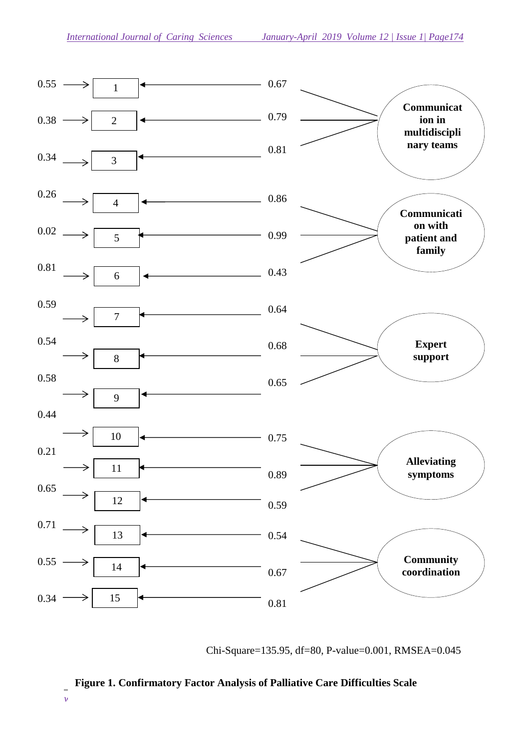0.55 → 1 ← 0.67

0.38 → 2 ← 0.79

0.34 → 3 ← 0.81

Communication in multidisciplinary teams

0.26 → 4 ← 0.86

0.02 → 5 ← 0.99

0.81 → 6 ← 0.43

Communication with patient and family

0.59 → 7 ← 0.64

0.54 → 8 ← 0.68

0.58 → 9 ← 0.65

Expert support

0.44 → 10 ← 0.75

0.21 → 11 ← 0.89

0.65 → 12 ← 0.59

Alleviating symptoms

0.71 → 13 ← 0.54

0.55 → 14 ← 0.67

0.34 → 15 ← 0.81

Community coordination

Chi-Square=135.95, df=80, P-value=0.001, RMSEA=0.045

**Figure 1. Confirmatory Factor Analysis of Palliative Care Difficulties Scale**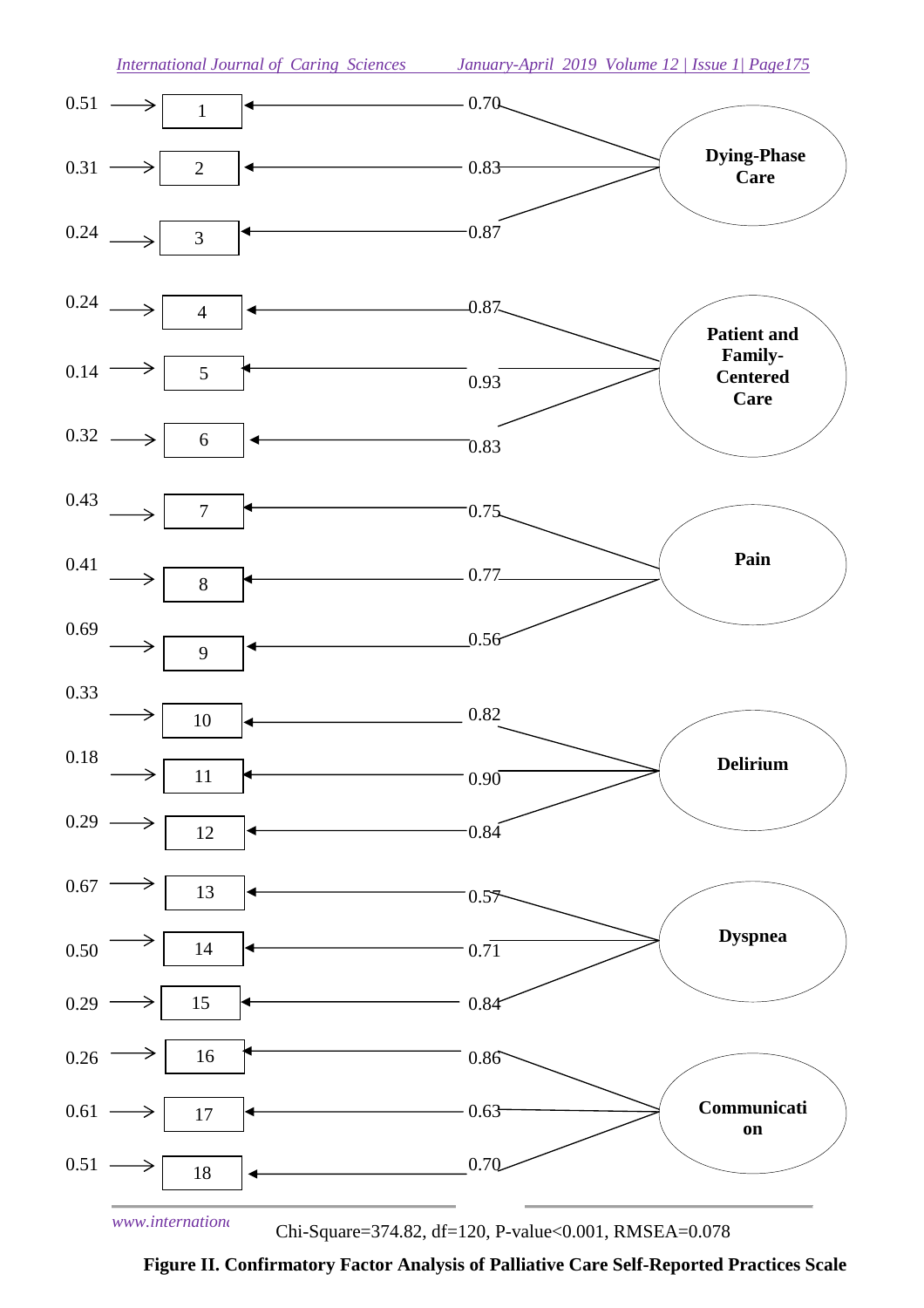0.51 → 1 ← 0.70
0.31 → 2 ← 0.83
0.24 → 3 ← 0.87
Dying-Phase Care

0.24 → 4 ← 0.87
0.14 → 5 ← 0.93
0.32 → 6 ← 0.83
Patient and Family-Centered Care

0.43 → 7 ← 0.75
0.41 → 8 ← 0.77
0.69 → 9 ← 0.56
Pain

0.33 → 10 ← 0.82
0.18 → 11 ← 0.90
0.29 → 12 ← 0.84
Delirium

0.67 → 13 ← 0.57
0.50 → 14 ← 0.71
0.29 → 15 ← 0.84
Dyspnea

0.26 → 16 ← 0.86
0.61 → 17 ← 0.63
0.51 → 18 ← 0.70
Communication

Chi-Square=374.82, df=120, P-value<0.001, RMSEA=0.078

**Figure II. Confirmatory Factor Analysis of Palliative Care Self-Reported Practices Scale**